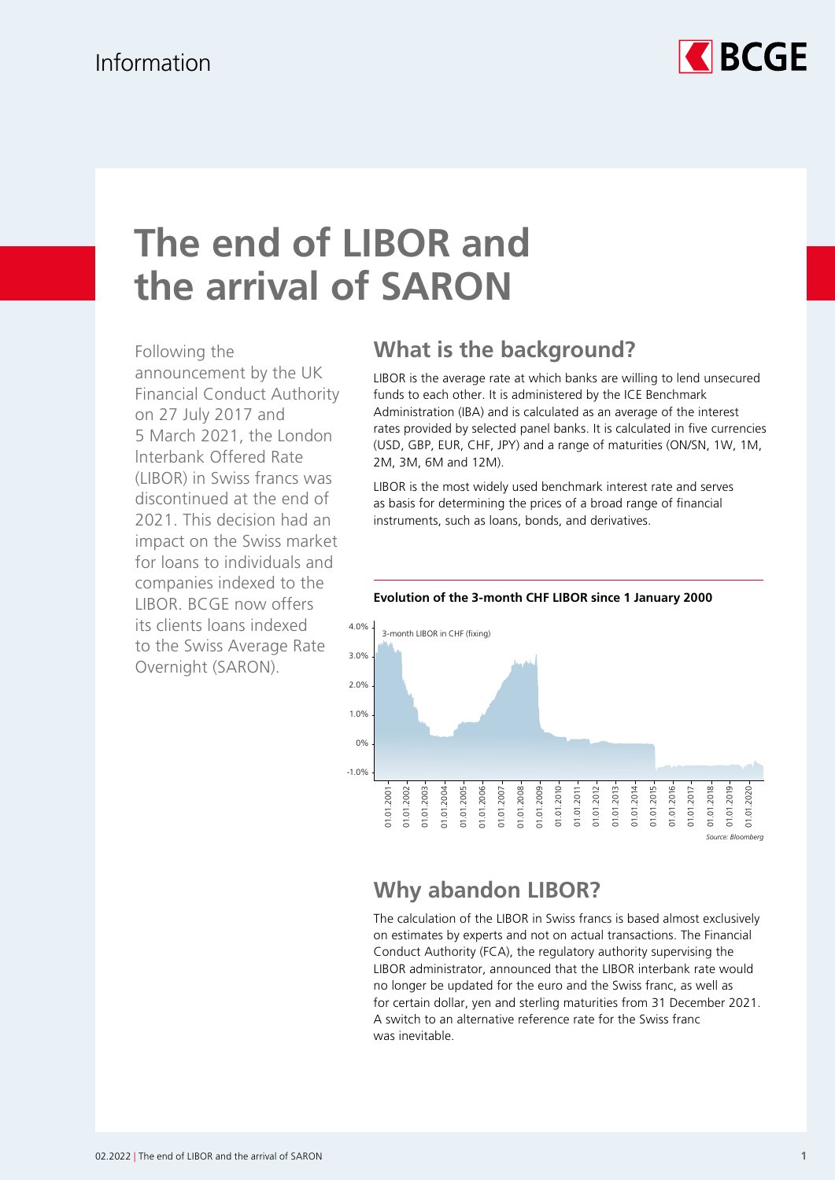Information

# The end of LIBOR and the arrival of SARON

Following the announcement by the UK Financial Conduct Authority on 27 July 2017 and 5 March 2021, the London Interbank Offered Rate (LIBOR) in Swiss francs was discontinued at the end of 2021. This decision had an impact on the Swiss market for loans to individuals and companies indexed to the LIBOR. BCGE now offers its clients loans indexed to the Swiss Average Rate Overnight (SARON).

## What is the background?

LIBOR is the average rate at which banks are willing to lend unsecured funds to each other. It is administered by the ICE Benchmark Administration (IBA) and is calculated as an average of the interest rates provided by selected panel banks. It is calculated in five currencies (USD, GBP, EUR, CHF, JPY) and a range of maturities (ON/SN, 1W, 1M, 2M, 3M, 6M and 12M).

LIBOR is the most widely used benchmark interest rate and serves as basis for determining the prices of a broad range of financial instruments, such as loans, bonds, and derivatives.

**Evolution of the 3-month CHF LIBOR since 1 January 2000**

*Source: Bloomberg*

## Why abandon LIBOR?

The calculation of the LIBOR in Swiss francs is based almost exclusively on estimates by experts and not on actual transactions. The Financial Conduct Authority (FCA), the regulatory authority supervising the LIBOR administrator, announced that the LIBOR interbank rate would no longer be updated for the euro and the Swiss franc, as well as for certain dollar, yen and sterling maturities from 31 December 2021. A switch to an alternative reference rate for the Swiss franc was inevitable.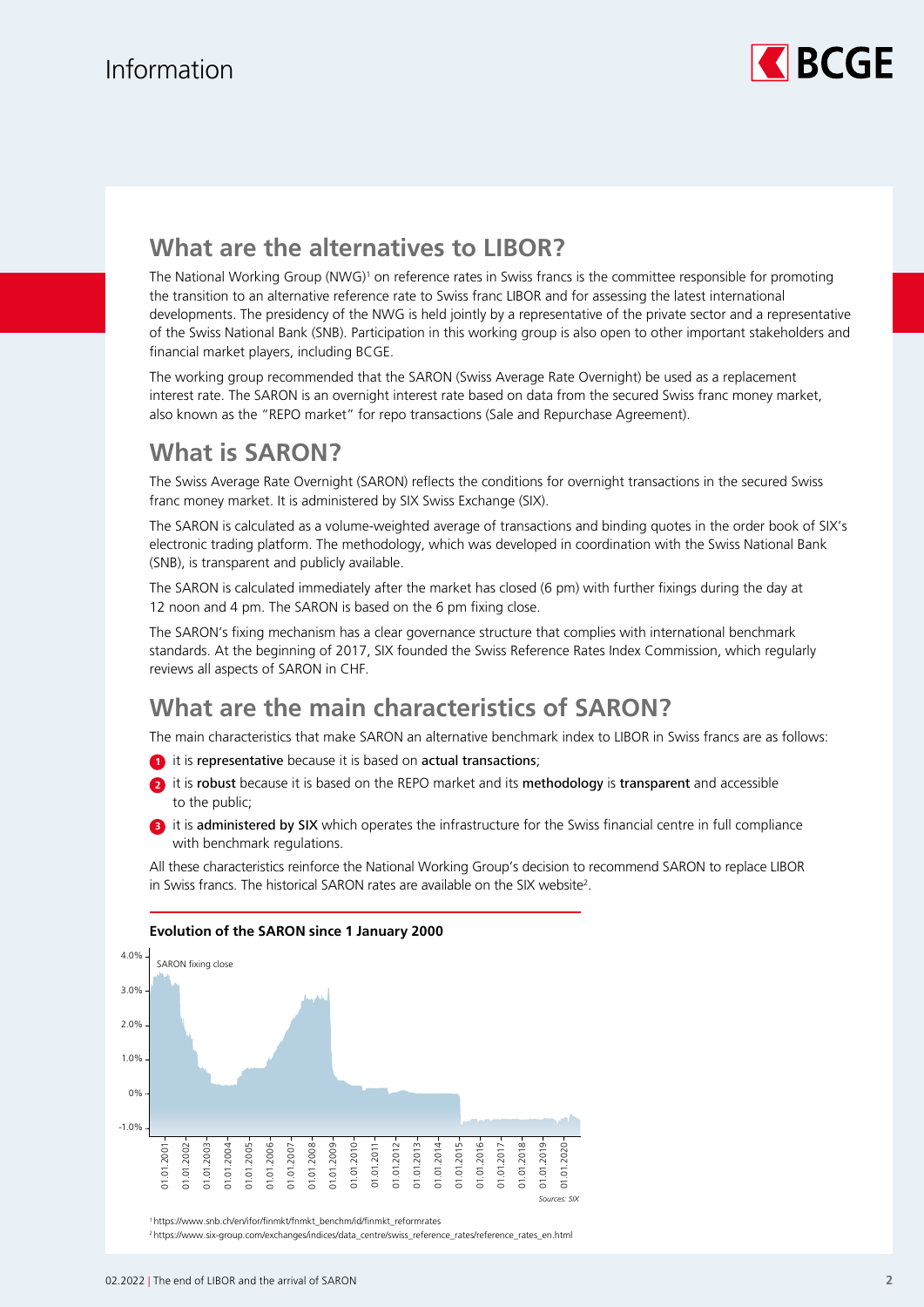## What are the alternatives to LIBOR?

The National Working Group (NWG)[1] on reference rates in Swiss francs is the committee responsible for promoting the transition to an alternative reference rate to Swiss franc LIBOR and for assessing the latest international developments. The presidency of the NWG is held jointly by a representative of the private sector and a representative of the Swiss National Bank (SNB). Participation in this working group is also open to other important stakeholders and financial market players, including BCGE.

The working group recommended that the SARON (Swiss Average Rate Overnight) be used as a replacement interest rate. The SARON is an overnight interest rate based on data from the secured Swiss franc money market, also known as the "REPO market" for repo transactions (Sale and Repurchase Agreement).

## What is SARON?

The Swiss Average Rate Overnight (SARON) reflects the conditions for overnight transactions in the secured Swiss franc money market. It is administered by SIX Swiss Exchange (SIX).

The SARON is calculated as a volume-weighted average of transactions and binding quotes in the order book of SIX's electronic trading platform. The methodology, which was developed in coordination with the Swiss National Bank (SNB), is transparent and publicly available.

The SARON is calculated immediately after the market has closed (6 pm) with further fixings during the day at 12 noon and 4 pm. The SARON is based on the 6 pm fixing close.

The SARON's fixing mechanism has a clear governance structure that complies with international benchmark standards. At the beginning of 2017, SIX founded the Swiss Reference Rates Index Commission, which regularly reviews all aspects of SARON in CHF.

## What are the main characteristics of SARON?

The main characteristics that make SARON an alternative benchmark index to LIBOR in Swiss francs are as follows:

1. it is **representative** because it is based on **actual transactions**;
2. it is **robust** because it is based on the REPO market and its **methodology** is **transparent** and accessible to the public;
3. it is **administered by SIX** which operates the infrastructure for the Swiss financial centre in full compliance with benchmark regulations.

All these characteristics reinforce the National Working Group's decision to recommend SARON to replace LIBOR in Swiss francs. The historical SARON rates are available on the SIX website[2].

**Evolution of the SARON since 1 January 2000**

SARON fixing close

*Sources: SIX*

[1] https://www.snb.ch/en/ifor/finmkt/fnmkt_benchm/id/finmkt_reformrates

[2] https://www.six-group.com/exchanges/indices/data_centre/swiss_reference_rates/reference_rates_en.html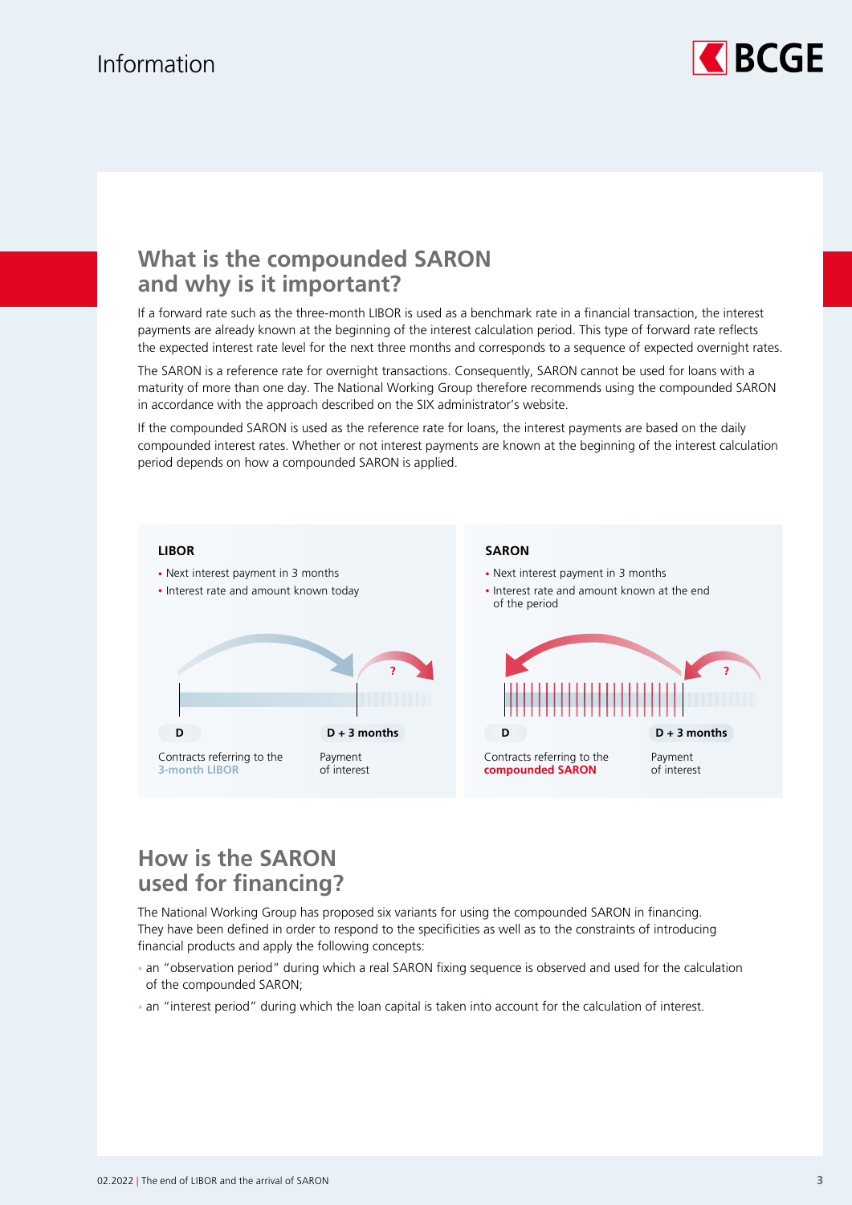## What is the compounded SARON and why is it important?

If a forward rate such as the three-month LIBOR is used as a benchmark rate in a financial transaction, the interest payments are already known at the beginning of the interest calculation period. This type of forward rate reflects the expected interest rate level for the next three months and corresponds to a sequence of expected overnight rates.

The SARON is a reference rate for overnight transactions. Consequently, SARON cannot be used for loans with a maturity of more than one day. The National Working Group therefore recommends using the compounded SARON in accordance with the approach described on the SIX administrator's website.

If the compounded SARON is used as the reference rate for loans, the interest payments are based on the daily compounded interest rates. Whether or not interest payments are known at the beginning of the interest calculation period depends on how a compounded SARON is applied.

**LIBOR**

- Next interest payment in 3 months
- Interest rate and amount known today

D — Contracts referring to the **3-month LIBOR**

D + 3 months — Payment of interest

**SARON**

- Next interest payment in 3 months
- Interest rate and amount known at the end of the period

D — Contracts referring to the **compounded SARON**

D + 3 months — Payment of interest

## How is the SARON used for financing?

The National Working Group has proposed six variants for using the compounded SARON in financing. They have been defined in order to respond to the specificities as well as to the constraints of introducing financial products and apply the following concepts:

- an "observation period" during which a real SARON fixing sequence is observed and used for the calculation of the compounded SARON;
- an "interest period" during which the loan capital is taken into account for the calculation of interest.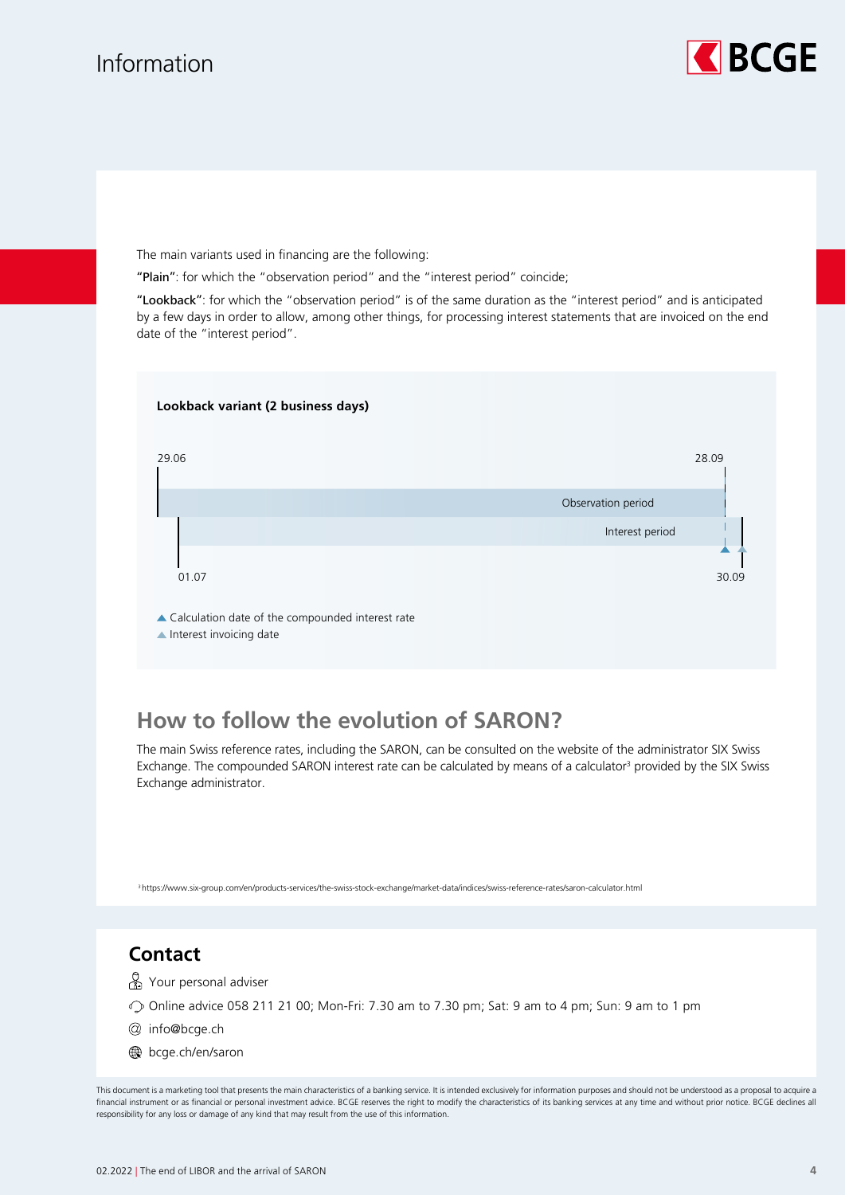The main variants used in financing are the following:

**"Plain"**: for which the "observation period" and the "interest period" coincide;

**"Lookback"**: for which the "observation period" is of the same duration as the "interest period" and is anticipated by a few days in order to allow, among other things, for processing interest statements that are invoiced on the end date of the "interest period".

**Lookback variant (2 business days)**

29.06
28.09
Observation period
Interest period
01.07
30.09

▲ Calculation date of the compounded interest rate
▲ Interest invoicing date

## How to follow the evolution of SARON?

The main Swiss reference rates, including the SARON, can be consulted on the website of the administrator SIX Swiss Exchange. The compounded SARON interest rate can be calculated by means of a calculator[3] provided by the SIX Swiss Exchange administrator.

[3] https://www.six-group.com/en/products-services/the-swiss-stock-exchange/market-data/indices/swiss-reference-rates/saron-calculator.html

## Contact

- Your personal adviser
- Online advice 058 211 21 00; Mon-Fri: 7.30 am to 7.30 pm; Sat: 9 am to 4 pm; Sun: 9 am to 1 pm
- info@bcge.ch
- bcge.ch/en/saron

This document is a marketing tool that presents the main characteristics of a banking service. It is intended exclusively for information purposes and should not be understood as a proposal to acquire a financial instrument or as financial or personal investment advice. BCGE reserves the right to modify the characteristics of its banking services at any time and without prior notice. BCGE declines all responsibility for any loss or damage of any kind that may result from the use of this information.